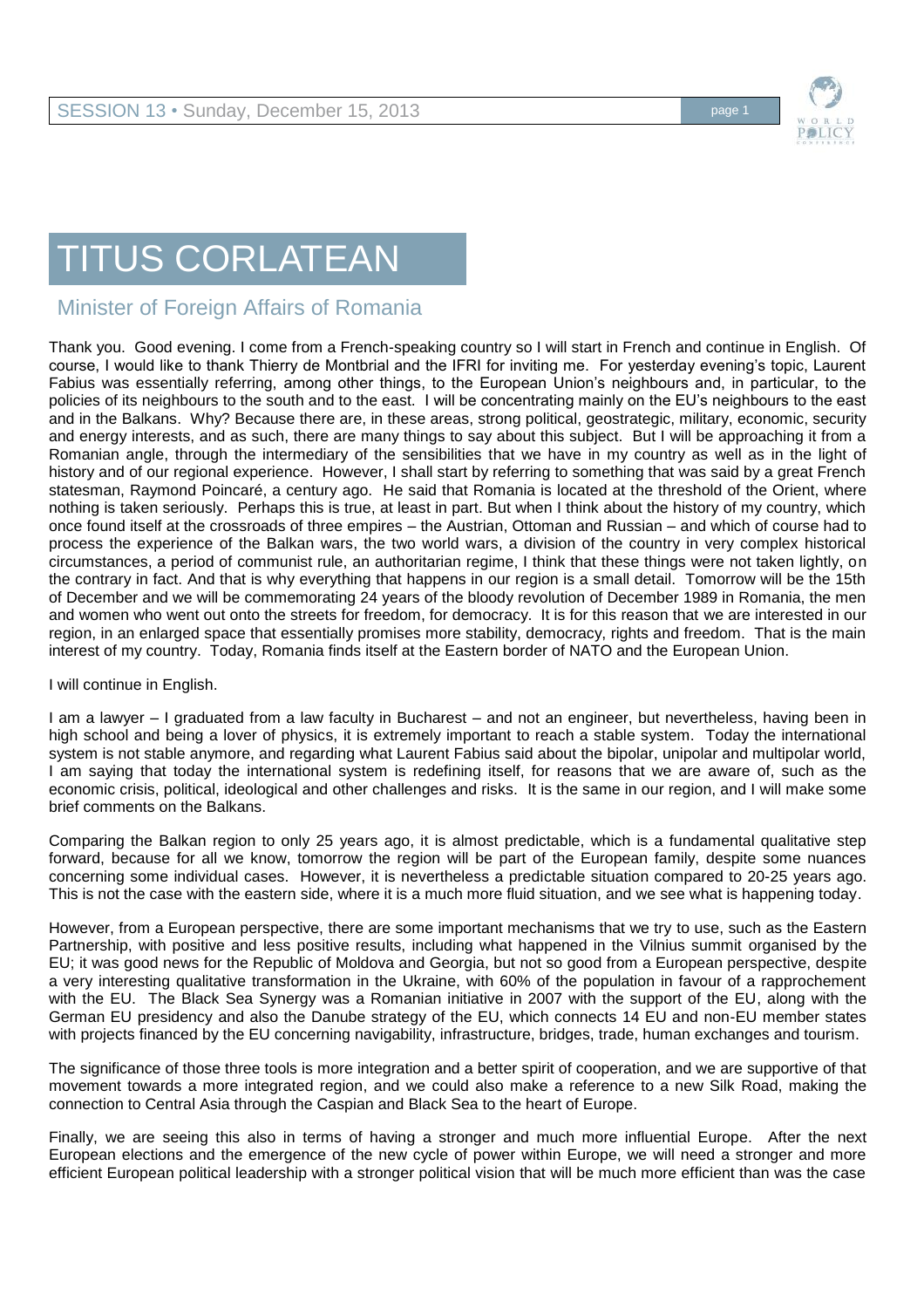# TITUS CORLATEAN

## Minister of Foreign Affairs of Romania

Thank you. Good evening. I come from a French-speaking country so I will start in French and continue in English. Of course, I would like to thank Thierry de Montbrial and the IFRI for inviting me. For yesterday evening's topic, Laurent Fabius was essentially referring, among other things, to the European Union's neighbours and, in particular, to the policies of its neighbours to the south and to the east. I will be concentrating mainly on the EU's neighbours to the east and in the Balkans. Why? Because there are, in these areas, strong political, geostrategic, military, economic, security and energy interests, and as such, there are many things to say about this subject. But I will be approaching it from a Romanian angle, through the intermediary of the sensibilities that we have in my country as well as in the light of history and of our regional experience. However, I shall start by referring to something that was said by a great French statesman, Raymond Poincaré, a century ago. He said that Romania is located at the threshold of the Orient, where nothing is taken seriously. Perhaps this is true, at least in part. But when I think about the history of my country, which once found itself at the crossroads of three empires – the Austrian, Ottoman and Russian – and which of course had to process the experience of the Balkan wars, the two world wars, a division of the country in very complex historical circumstances, a period of communist rule, an authoritarian regime, I think that these things were not taken lightly, on the contrary in fact. And that is why everything that happens in our region is a small detail. Tomorrow will be the 15th of December and we will be commemorating 24 years of the bloody revolution of December 1989 in Romania, the men and women who went out onto the streets for freedom, for democracy. It is for this reason that we are interested in our region, in an enlarged space that essentially promises more stability, democracy, rights and freedom. That is the main interest of my country. Today, Romania finds itself at the Eastern border of NATO and the European Union.

I will continue in English.

I am a lawyer – I graduated from a law faculty in Bucharest – and not an engineer, but nevertheless, having been in high school and being a lover of physics, it is extremely important to reach a stable system. Today the international system is not stable anymore, and regarding what Laurent Fabius said about the bipolar, unipolar and multipolar world, I am saying that today the international system is redefining itself, for reasons that we are aware of, such as the economic crisis, political, ideological and other challenges and risks. It is the same in our region, and I will make some brief comments on the Balkans.

Comparing the Balkan region to only 25 years ago, it is almost predictable, which is a fundamental qualitative step forward, because for all we know, tomorrow the region will be part of the European family, despite some nuances concerning some individual cases. However, it is nevertheless a predictable situation compared to 20-25 years ago. This is not the case with the eastern side, where it is a much more fluid situation, and we see what is happening today.

However, from a European perspective, there are some important mechanisms that we try to use, such as the Eastern Partnership, with positive and less positive results, including what happened in the Vilnius summit organised by the EU; it was good news for the Republic of Moldova and Georgia, but not so good from a European perspective, despite a very interesting qualitative transformation in the Ukraine, with 60% of the population in favour of a rapprochement with the EU. The Black Sea Synergy was a Romanian initiative in 2007 with the support of the EU, along with the German EU presidency and also the Danube strategy of the EU, which connects 14 EU and non-EU member states with projects financed by the EU concerning navigability, infrastructure, bridges, trade, human exchanges and tourism.

The significance of those three tools is more integration and a better spirit of cooperation, and we are supportive of that movement towards a more integrated region, and we could also make a reference to a new Silk Road, making the connection to Central Asia through the Caspian and Black Sea to the heart of Europe.

Finally, we are seeing this also in terms of having a stronger and much more influential Europe. After the next European elections and the emergence of the new cycle of power within Europe, we will need a stronger and more efficient European political leadership with a stronger political vision that will be much more efficient than was the case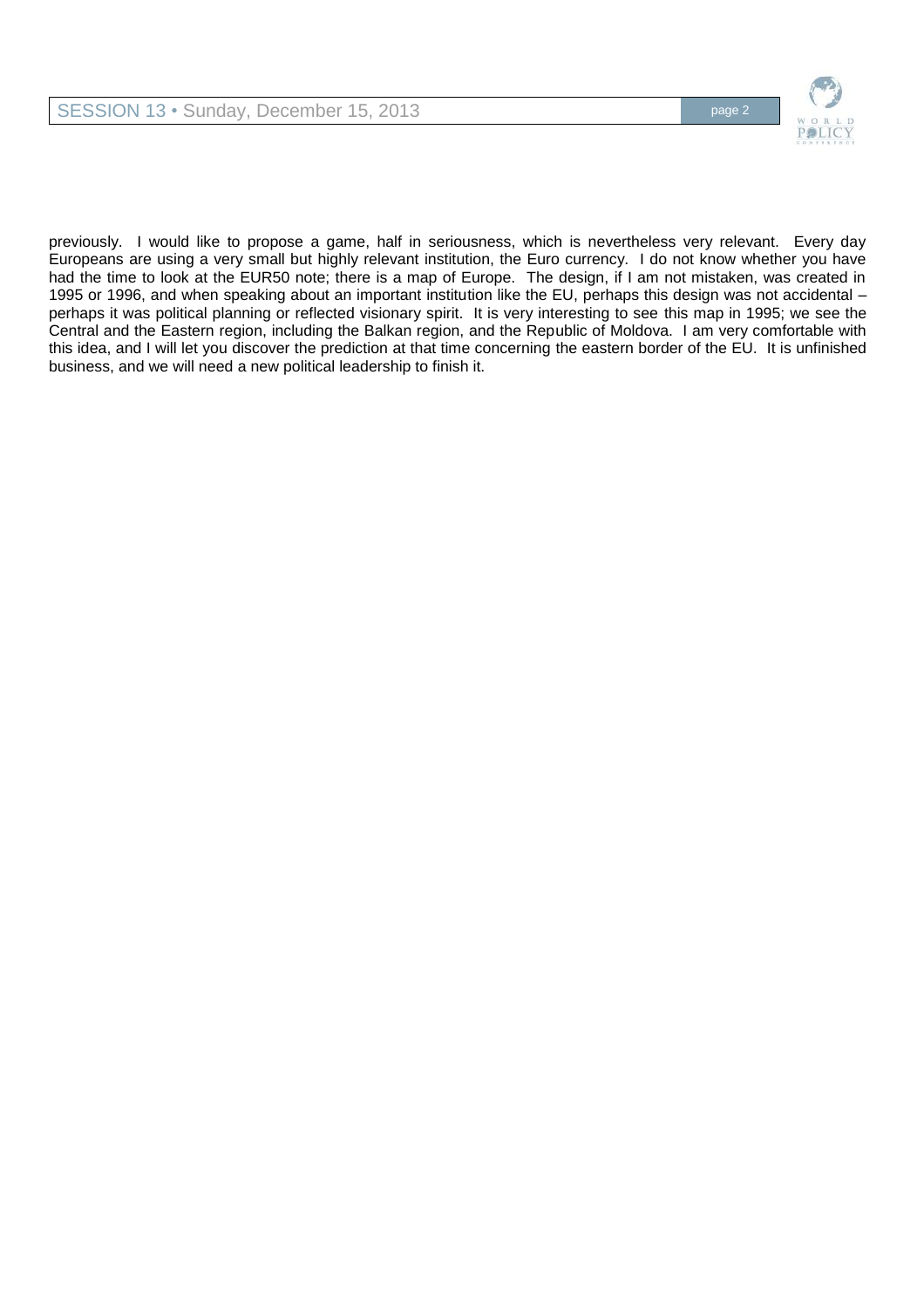previously. I would like to propose a game, half in seriousness, which is nevertheless very relevant. Every day Europeans are using a very small but highly relevant institution, the Euro currency. I do not know whether you have had the time to look at the EUR50 note; there is a map of Europe. The design, if I am not mistaken, was created in 1995 or 1996, and when speaking about an important institution like the EU, perhaps this design was not accidental – perhaps it was political planning or reflected visionary spirit. It is very interesting to see this map in 1995; we see the Central and the Eastern region, including the Balkan region, and the Republic of Moldova. I am very comfortable with this idea, and I will let you discover the prediction at that time concerning the eastern border of the EU. It is unfinished business, and we will need a new political leadership to finish it.